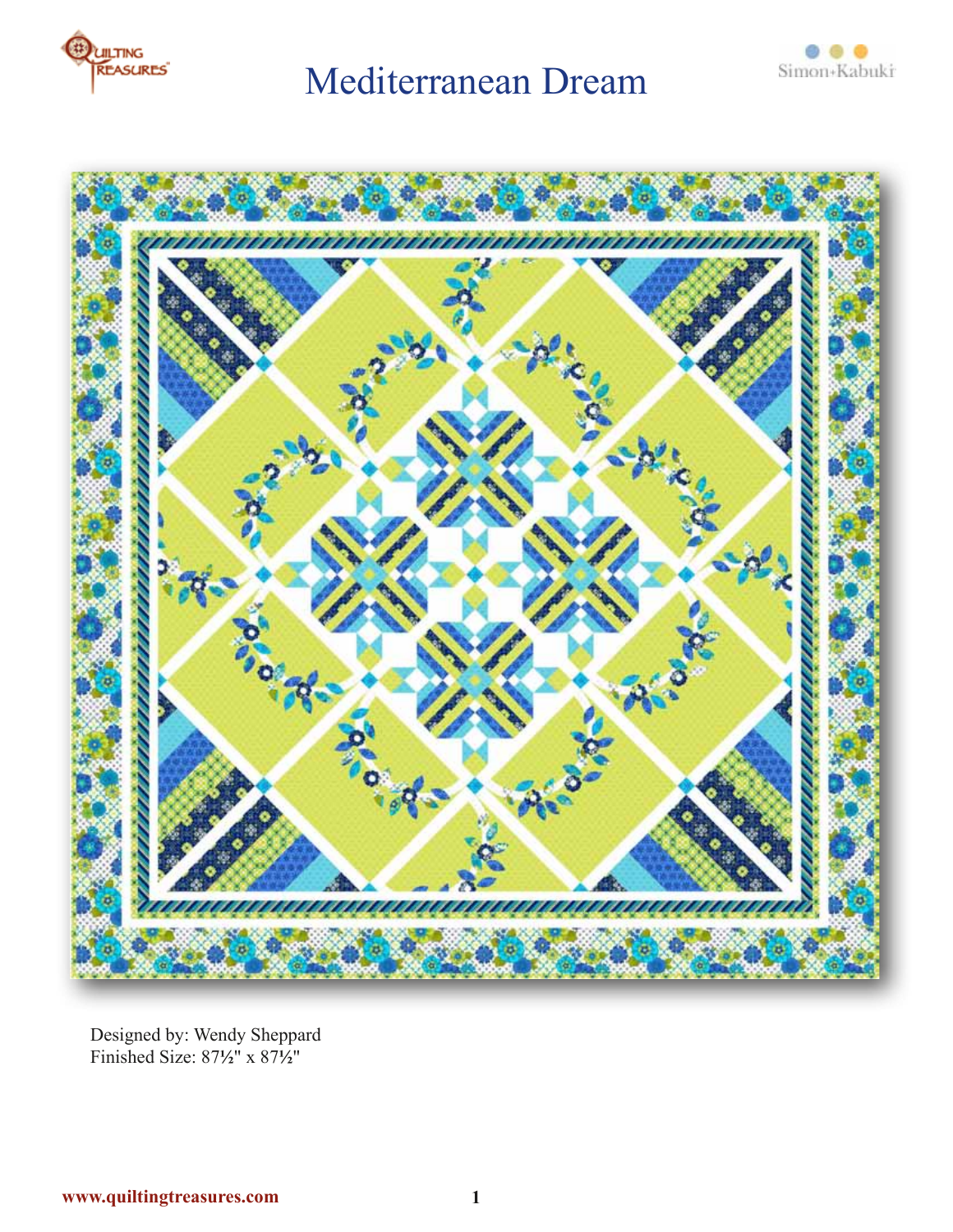# Mediterranean Dream

Designed by: Wendy Sheppard
Finished Size: 87½" x 87½"

www.quiltingtreasures.com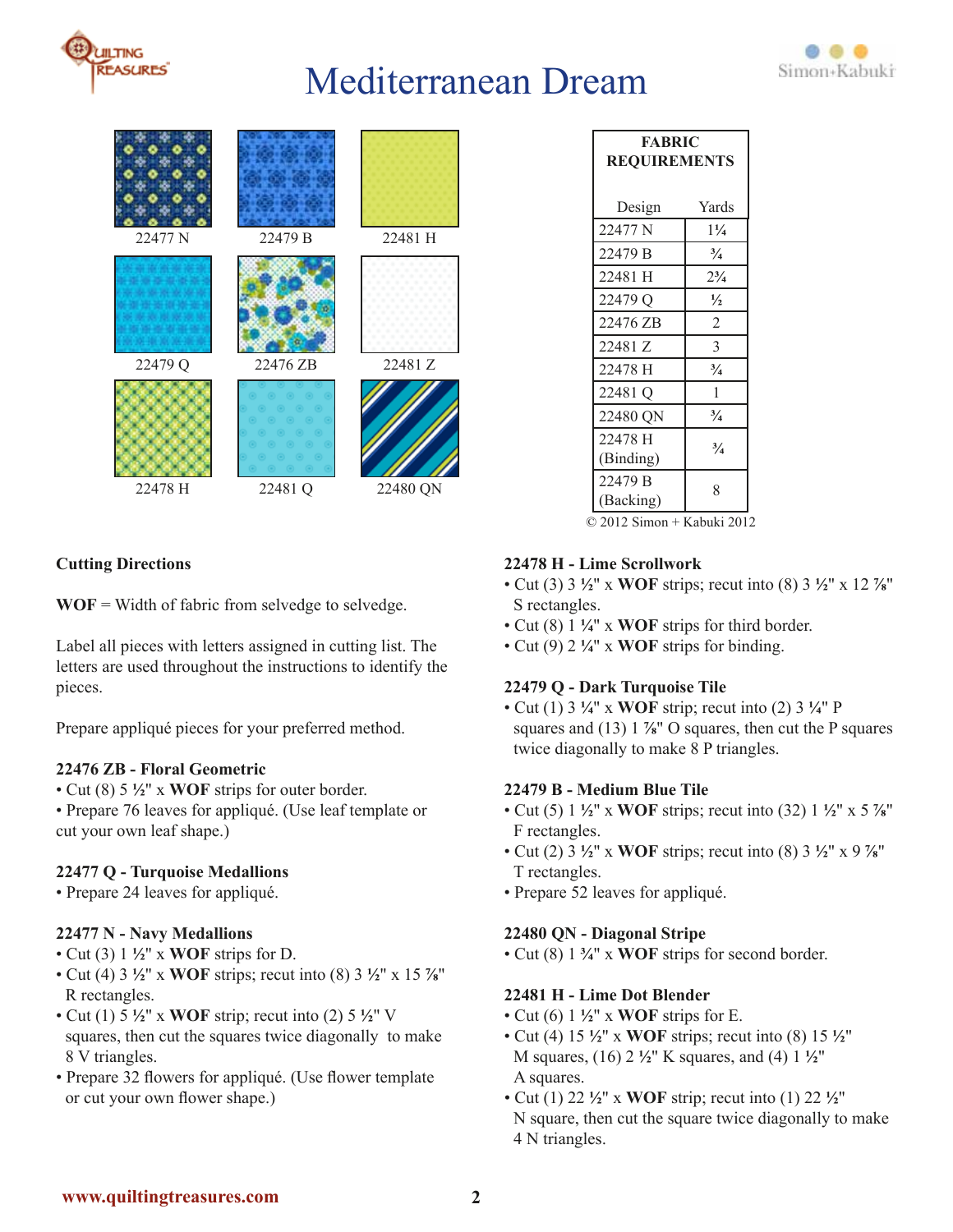# Mediterranean Dream

22477 N | 22479 B | 22481 H

22479 Q | 22476 ZB | 22481 Z

22478 H | 22481 Q | 22480 QN

| FABRIC REQUIREMENTS | |
|---|---|
| Design | Yards |
| 22477 N | 1¼ |
| 22479 B | ¾ |
| 22481 H | 2¾ |
| 22479 Q | ½ |
| 22476 ZB | 2 |
| 22481 Z | 3 |
| 22478 H | ¾ |
| 22481 Q | 1 |
| 22480 QN | ¾ |
| 22478 H (Binding) | ¾ |
| 22479 B (Backing) | 8 |

© 2012 Simon + Kabuki 2012

**Cutting Directions**

**WOF** = Width of fabric from selvedge to selvedge.

Label all pieces with letters assigned in cutting list. The letters are used throughout the instructions to identify the pieces.

Prepare appliqué pieces for your preferred method.

**22476 ZB - Floral Geometric**

- Cut (8) 5 ½" x **WOF** strips for outer border.
- Prepare 76 leaves for appliqué. (Use leaf template or cut your own leaf shape.)

**22477 Q - Turquoise Medallions**

- Prepare 24 leaves for appliqué.

**22477 N - Navy Medallions**

- Cut (3) 1 ½" x **WOF** strips for D.
- Cut (4) 3 ½" x **WOF** strips; recut into (8) 3 ½" x 15 ⅞" R rectangles.
- Cut (1) 5 ½" x **WOF** strip; recut into (2) 5 ½" V squares, then cut the squares twice diagonally to make 8 V triangles.
- Prepare 32 flowers for appliqué. (Use flower template or cut your own flower shape.)

**22478 H - Lime Scrollwork**

- Cut (3) 3 ½" x **WOF** strips; recut into (8) 3 ½" x 12 ⅞" S rectangles.
- Cut (8) 1 ¼" x **WOF** strips for third border.
- Cut (9) 2 ¼" x **WOF** strips for binding.

**22479 Q - Dark Turquoise Tile**

- Cut (1) 3 ¼" x **WOF** strip; recut into (2) 3 ¼" P squares and (13) 1 ⅞" O squares, then cut the P squares twice diagonally to make 8 P triangles.

**22479 B - Medium Blue Tile**

- Cut (5) 1 ½" x **WOF** strips; recut into (32) 1 ½" x 5 ⅞" F rectangles.
- Cut (2) 3 ½" x **WOF** strips; recut into (8) 3 ½" x 9 ⅞" T rectangles.
- Prepare 52 leaves for appliqué.

**22480 QN - Diagonal Stripe**

- Cut (8) 1 ¾" x **WOF** strips for second border.

**22481 H - Lime Dot Blender**

- Cut (6) 1 ½" x **WOF** strips for E.
- Cut (4) 15 ½" x **WOF** strips; recut into (8) 15 ½" M squares, (16) 2 ½" K squares, and (4) 1 ½" A squares.
- Cut (1) 22 ½" x **WOF** strip; recut into (1) 22 ½" N square, then cut the square twice diagonally to make 4 N triangles.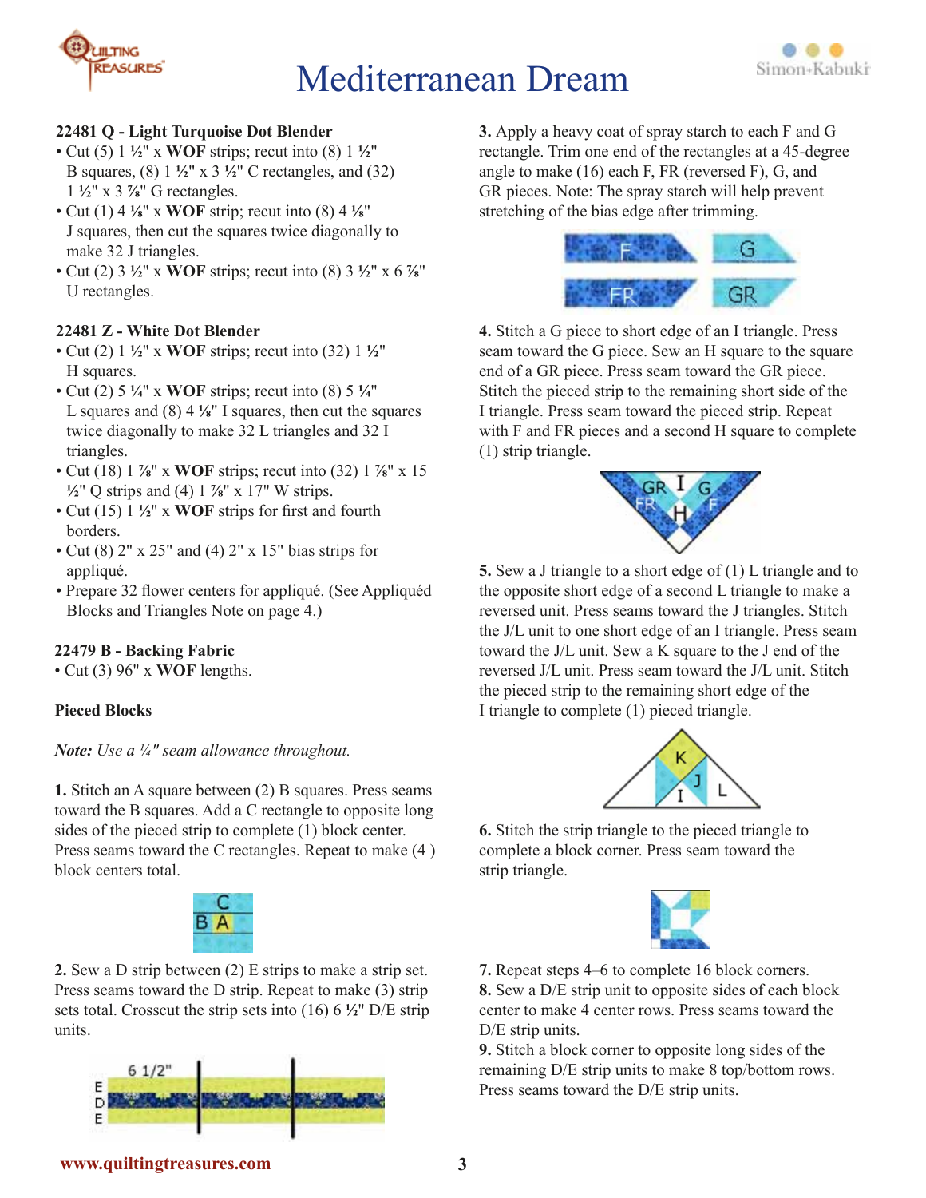# Mediterranean Dream

**22481 Q - Light Turquoise Dot Blender**

- Cut (5) 1 ½" x **WOF** strips; recut into (8) 1 ½" B squares, (8) 1 ½" x 3 ½" C rectangles, and (32) 1 ½" x 3 ⅞" G rectangles.
- Cut (1) 4 ⅛" x **WOF** strip; recut into (8) 4 ⅛" J squares, then cut the squares twice diagonally to make 32 J triangles.
- Cut (2) 3 ½" x **WOF** strips; recut into (8) 3 ½" x 6 ⅞" U rectangles.

**22481 Z - White Dot Blender**

- Cut (2) 1 ½" x **WOF** strips; recut into (32) 1 ½" H squares.
- Cut (2) 5 ¼" x **WOF** strips; recut into (8) 5 ¼" L squares and (8) 4 ⅛" I squares, then cut the squares twice diagonally to make 32 L triangles and 32 I triangles.
- Cut (18) 1 ⅞" x **WOF** strips; recut into (32) 1 ⅞" x 15 ½" Q strips and (4) 1 ⅞" x 17" W strips.
- Cut (15) 1 ½" x **WOF** strips for first and fourth borders.
- Cut (8) 2" x 25" and (4) 2" x 15" bias strips for appliqué.
- Prepare 32 flower centers for appliqué. (See Appliquéd Blocks and Triangles Note on page 4.)

**22479 B - Backing Fabric**

- Cut (3) 96" x **WOF** lengths.

**Pieced Blocks**

***Note:*** *Use a ¼" seam allowance throughout.*

**1.** Stitch an A square between (2) B squares. Press seams toward the B squares. Add a C rectangle to opposite long sides of the pieced strip to complete (1) block center. Press seams toward the C rectangles. Repeat to make (4 ) block centers total.

C
B A

**2.** Sew a D strip between (2) E strips to make a strip set. Press seams toward the D strip. Repeat to make (3) strip sets total. Crosscut the strip sets into (16) 6 ½" D/E strip units.

6 1/2"
E
D
E

**3.** Apply a heavy coat of spray starch to each F and G rectangle. Trim one end of the rectangles at a 45-degree angle to make (16) each F, FR (reversed F), G, and GR pieces. Note: The spray starch will help prevent stretching of the bias edge after trimming.

F G
FR GR

**4.** Stitch a G piece to short edge of an I triangle. Press seam toward the G piece. Sew an H square to the square end of a GR piece. Press seam toward the GR piece. Stitch the pieced strip to the remaining short side of the I triangle. Press seam toward the pieced strip. Repeat with F and FR pieces and a second H square to complete (1) strip triangle.

GR I G
FR H F

**5.** Sew a J triangle to a short edge of (1) L triangle and to the opposite short edge of a second L triangle to make a reversed unit. Press seams toward the J triangles. Stitch the J/L unit to one short edge of an I triangle. Press seam toward the J/L unit. Sew a K square to the J end of the reversed J/L unit. Press seam toward the J/L unit. Stitch the pieced strip to the remaining short edge of the I triangle to complete (1) pieced triangle.

K
J
I L

**6.** Stitch the strip triangle to the pieced triangle to complete a block corner. Press seam toward the strip triangle.

**7.** Repeat steps 4–6 to complete 16 block corners.

**8.** Sew a D/E strip unit to opposite sides of each block center to make 4 center rows. Press seams toward the D/E strip units.

**9.** Stitch a block corner to opposite long sides of the remaining D/E strip units to make 8 top/bottom rows. Press seams toward the D/E strip units.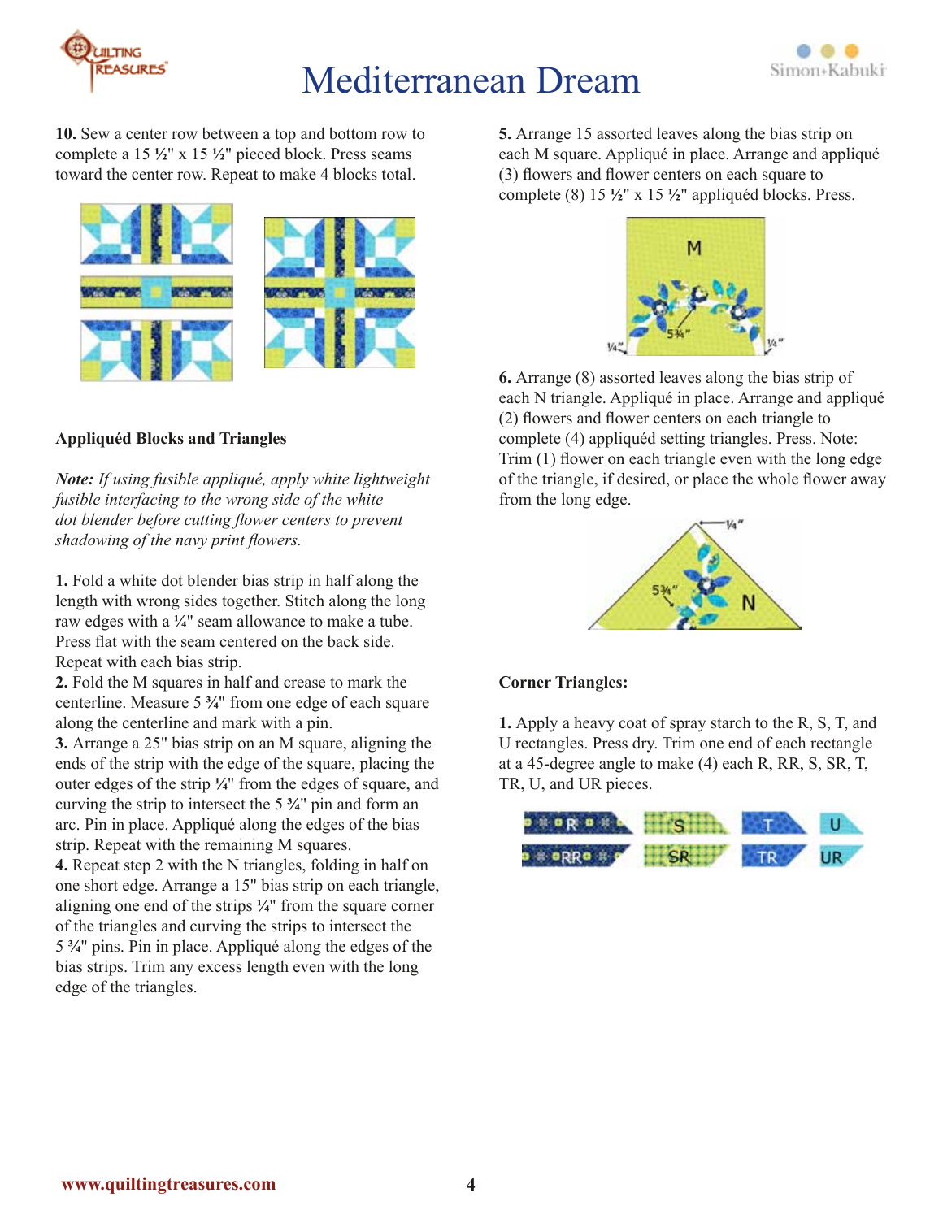**10.** Sew a center row between a top and bottom row to complete a 15 ½" x 15 ½" pieced block. Press seams toward the center row. Repeat to make 4 blocks total.

### Appliquéd Blocks and Triangles

*Note: If using fusible appliqué, apply white lightweight fusible interfacing to the wrong side of the white dot blender before cutting flower centers to prevent shadowing of the navy print flowers.*

**1.** Fold a white dot blender bias strip in half along the length with wrong sides together. Stitch along the long raw edges with a ¼" seam allowance to make a tube. Press flat with the seam centered on the back side. Repeat with each bias strip.

**2.** Fold the M squares in half and crease to mark the centerline. Measure 5 ¾" from one edge of each square along the centerline and mark with a pin.

**3.** Arrange a 25" bias strip on an M square, aligning the ends of the strip with the edge of the square, placing the outer edges of the strip ¼" from the edges of square, and curving the strip to intersect the 5 ¾" pin and form an arc. Pin in place. Appliqué along the edges of the bias strip. Repeat with the remaining M squares.

**4.** Repeat step 2 with the N triangles, folding in half on one short edge. Arrange a 15" bias strip on each triangle, aligning one end of the strips ¼" from the square corner of the triangles and curving the strips to intersect the 5 ¾" pins. Pin in place. Appliqué along the edges of the bias strips. Trim any excess length even with the long edge of the triangles.

**5.** Arrange 15 assorted leaves along the bias strip on each M square. Appliqué in place. Arrange and appliqué (3) flowers and flower centers on each square to complete (8) 15 ½" x 15 ½" appliquéd blocks. Press.

M

5¾"

¼"

¼"

**6.** Arrange (8) assorted leaves along the bias strip of each N triangle. Appliqué in place. Arrange and appliqué (2) flowers and flower centers on each triangle to complete (4) appliquéd setting triangles. Press. Note: Trim (1) flower on each triangle even with the long edge of the triangle, if desired, or place the whole flower away from the long edge.

¼"

5¾"

N

### Corner Triangles:

**1.** Apply a heavy coat of spray starch to the R, S, T, and U rectangles. Press dry. Trim one end of each rectangle at a 45-degree angle to make (4) each R, RR, S, SR, T, TR, U, and UR pieces.

R S T U

RR SR TR UR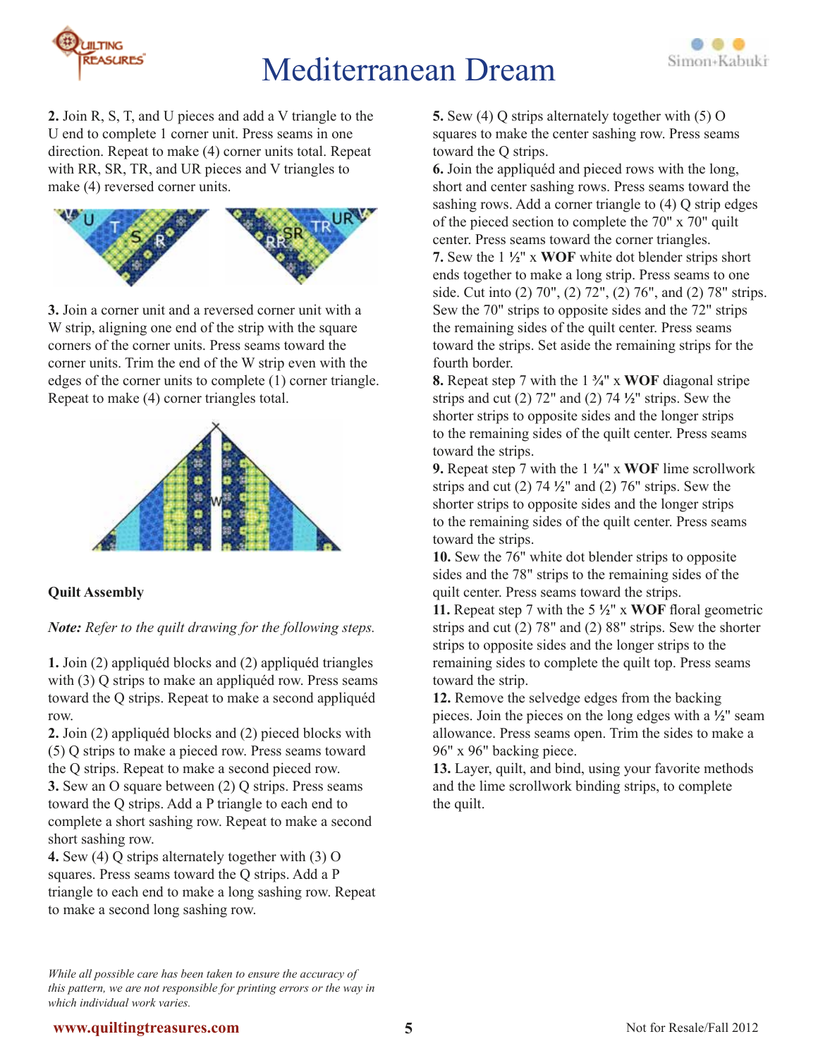# Mediterranean Dream

**2.** Join R, S, T, and U pieces and add a V triangle to the U end to complete 1 corner unit. Press seams in one direction. Repeat to make (4) corner units total. Repeat with RR, SR, TR, and UR pieces and V triangles to make (4) reversed corner units.

**3.** Join a corner unit and a reversed corner unit with a W strip, aligning one end of the strip with the square corners of the corner units. Press seams toward the corner units. Trim the end of the W strip even with the edges of the corner units to complete (1) corner triangle. Repeat to make (4) corner triangles total.

**Quilt Assembly**

***Note:*** *Refer to the quilt drawing for the following steps.*

**1.** Join (2) appliquéd blocks and (2) appliquéd triangles with (3) Q strips to make an appliquéd row. Press seams toward the Q strips. Repeat to make a second appliquéd row.

**2.** Join (2) appliquéd blocks and (2) pieced blocks with (5) Q strips to make a pieced row. Press seams toward the Q strips. Repeat to make a second pieced row.

**3.** Sew an O square between (2) Q strips. Press seams toward the Q strips. Add a P triangle to each end to complete a short sashing row. Repeat to make a second short sashing row.

**4.** Sew (4) Q strips alternately together with (3) O squares. Press seams toward the Q strips. Add a P triangle to each end to make a long sashing row. Repeat to make a second long sashing row.

**5.** Sew (4) Q strips alternately together with (5) O squares to make the center sashing row. Press seams toward the Q strips.

**6.** Join the appliquéd and pieced rows with the long, short and center sashing rows. Press seams toward the sashing rows. Add a corner triangle to (4) Q strip edges of the pieced section to complete the 70" x 70" quilt center. Press seams toward the corner triangles.

**7.** Sew the 1 ½" x **WOF** white dot blender strips short ends together to make a long strip. Press seams to one side. Cut into (2) 70", (2) 72", (2) 76", and (2) 78" strips. Sew the 70" strips to opposite sides and the 72" strips the remaining sides of the quilt center. Press seams toward the strips. Set aside the remaining strips for the fourth border.

**8.** Repeat step 7 with the 1 ¾" x **WOF** diagonal stripe strips and cut (2) 72" and (2) 74 ½" strips. Sew the shorter strips to opposite sides and the longer strips to the remaining sides of the quilt center. Press seams toward the strips.

**9.** Repeat step 7 with the 1 ¼" x **WOF** lime scrollwork strips and cut (2) 74 ½" and (2) 76" strips. Sew the shorter strips to opposite sides and the longer strips to the remaining sides of the quilt center. Press seams toward the strips.

**10.** Sew the 76" white dot blender strips to opposite sides and the 78" strips to the remaining sides of the quilt center. Press seams toward the strips.

**11.** Repeat step 7 with the 5 ½" x **WOF** floral geometric strips and cut (2) 78" and (2) 88" strips. Sew the shorter strips to opposite sides and the longer strips to the remaining sides to complete the quilt top. Press seams toward the strip.

**12.** Remove the selvedge edges from the backing pieces. Join the pieces on the long edges with a ½" seam allowance. Press seams open. Trim the sides to make a 96" x 96" backing piece.

**13.** Layer, quilt, and bind, using your favorite methods and the lime scrollwork binding strips, to complete the quilt.

*While all possible care has been taken to ensure the accuracy of this pattern, we are not responsible for printing errors or the way in which individual work varies.*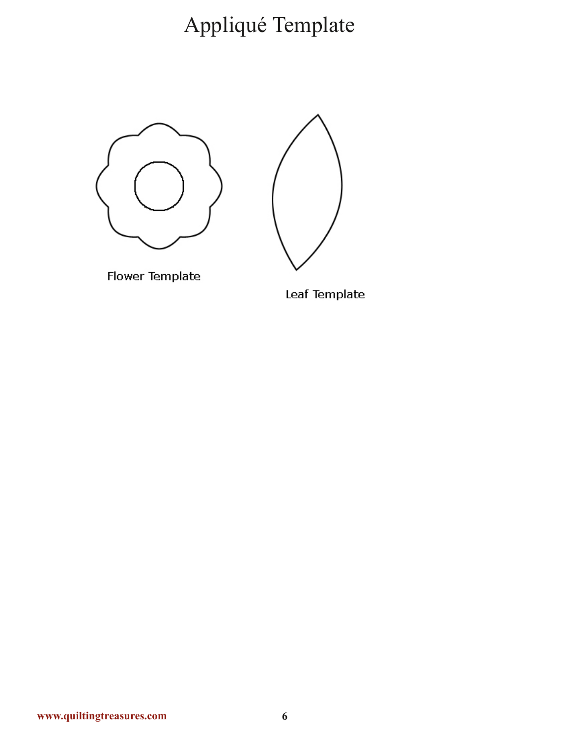# Appliqué Template

Flower Template

Leaf Template